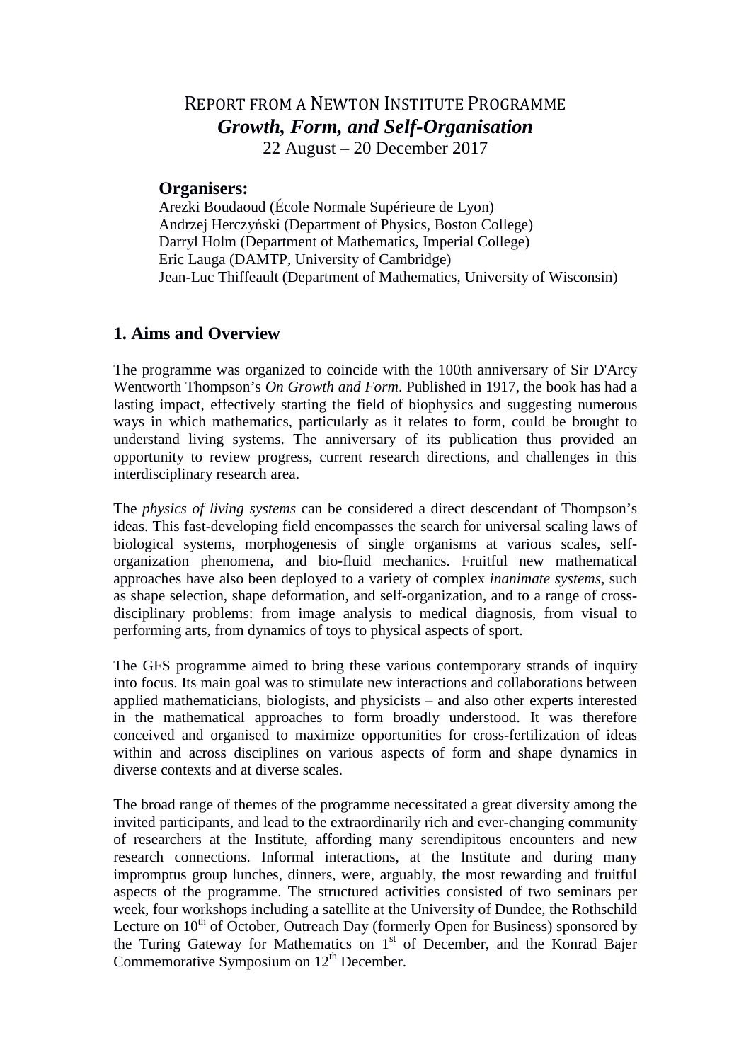# REPORT FROM A NEWTON INSTITUTE PROGRAMME
# *Growth, Form, and Self-Organisation*

22 August – 20 December 2017

### Organisers:

Arezki Boudaoud (École Normale Supérieure de Lyon)
Andrzej Herczyński (Department of Physics, Boston College)
Darryl Holm (Department of Mathematics, Imperial College)
Eric Lauga (DAMTP, University of Cambridge)
Jean-Luc Thiffeault (Department of Mathematics, University of Wisconsin)

## 1. Aims and Overview

The programme was organized to coincide with the 100th anniversary of Sir D'Arcy Wentworth Thompson's *On Growth and Form*. Published in 1917, the book has had a lasting impact, effectively starting the field of biophysics and suggesting numerous ways in which mathematics, particularly as it relates to form, could be brought to understand living systems. The anniversary of its publication thus provided an opportunity to review progress, current research directions, and challenges in this interdisciplinary research area.

The *physics of living systems* can be considered a direct descendant of Thompson's ideas. This fast-developing field encompasses the search for universal scaling laws of biological systems, morphogenesis of single organisms at various scales, self-organization phenomena, and bio-fluid mechanics. Fruitful new mathematical approaches have also been deployed to a variety of complex *inanimate systems*, such as shape selection, shape deformation, and self-organization, and to a range of cross-disciplinary problems: from image analysis to medical diagnosis, from visual to performing arts, from dynamics of toys to physical aspects of sport.

The GFS programme aimed to bring these various contemporary strands of inquiry into focus. Its main goal was to stimulate new interactions and collaborations between applied mathematicians, biologists, and physicists – and also other experts interested in the mathematical approaches to form broadly understood. It was therefore conceived and organised to maximize opportunities for cross-fertilization of ideas within and across disciplines on various aspects of form and shape dynamics in diverse contexts and at diverse scales.

The broad range of themes of the programme necessitated a great diversity among the invited participants, and lead to the extraordinarily rich and ever-changing community of researchers at the Institute, affording many serendipitous encounters and new research connections. Informal interactions, at the Institute and during many impromptus group lunches, dinners, were, arguably, the most rewarding and fruitful aspects of the programme. The structured activities consisted of two seminars per week, four workshops including a satellite at the University of Dundee, the Rothschild Lecture on 10th of October, Outreach Day (formerly Open for Business) sponsored by the Turing Gateway for Mathematics on 1st of December, and the Konrad Bajer Commemorative Symposium on 12th December.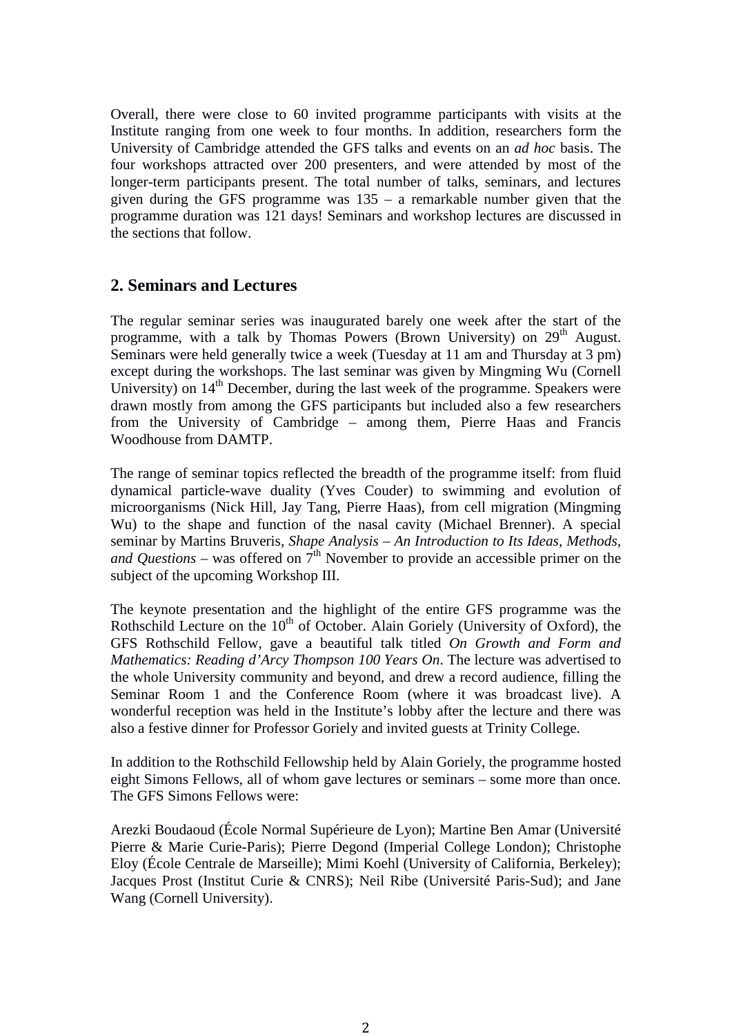Overall, there were close to 60 invited programme participants with visits at the Institute ranging from one week to four months. In addition, researchers form the University of Cambridge attended the GFS talks and events on an *ad hoc* basis. The four workshops attracted over 200 presenters, and were attended by most of the longer-term participants present. The total number of talks, seminars, and lectures given during the GFS programme was 135 – a remarkable number given that the programme duration was 121 days! Seminars and workshop lectures are discussed in the sections that follow.

## 2. Seminars and Lectures

The regular seminar series was inaugurated barely one week after the start of the programme, with a talk by Thomas Powers (Brown University) on 29th August. Seminars were held generally twice a week (Tuesday at 11 am and Thursday at 3 pm) except during the workshops. The last seminar was given by Mingming Wu (Cornell University) on 14th December, during the last week of the programme. Speakers were drawn mostly from among the GFS participants but included also a few researchers from the University of Cambridge – among them, Pierre Haas and Francis Woodhouse from DAMTP.

The range of seminar topics reflected the breadth of the programme itself: from fluid dynamical particle-wave duality (Yves Couder) to swimming and evolution of microorganisms (Nick Hill, Jay Tang, Pierre Haas), from cell migration (Mingming Wu) to the shape and function of the nasal cavity (Michael Brenner). A special seminar by Martins Bruveris, *Shape Analysis – An Introduction to Its Ideas, Methods, and Questions* – was offered on 7th November to provide an accessible primer on the subject of the upcoming Workshop III.

The keynote presentation and the highlight of the entire GFS programme was the Rothschild Lecture on the 10th of October. Alain Goriely (University of Oxford), the GFS Rothschild Fellow, gave a beautiful talk titled *On Growth and Form and Mathematics: Reading d'Arcy Thompson 100 Years On*. The lecture was advertised to the whole University community and beyond, and drew a record audience, filling the Seminar Room 1 and the Conference Room (where it was broadcast live). A wonderful reception was held in the Institute's lobby after the lecture and there was also a festive dinner for Professor Goriely and invited guests at Trinity College.

In addition to the Rothschild Fellowship held by Alain Goriely, the programme hosted eight Simons Fellows, all of whom gave lectures or seminars – some more than once. The GFS Simons Fellows were:

Arezki Boudaoud (École Normal Supérieure de Lyon); Martine Ben Amar (Université Pierre & Marie Curie-Paris); Pierre Degond (Imperial College London); Christophe Eloy (École Centrale de Marseille); Mimi Koehl (University of California, Berkeley); Jacques Prost (Institut Curie & CNRS); Neil Ribe (Université Paris-Sud); and Jane Wang (Cornell University).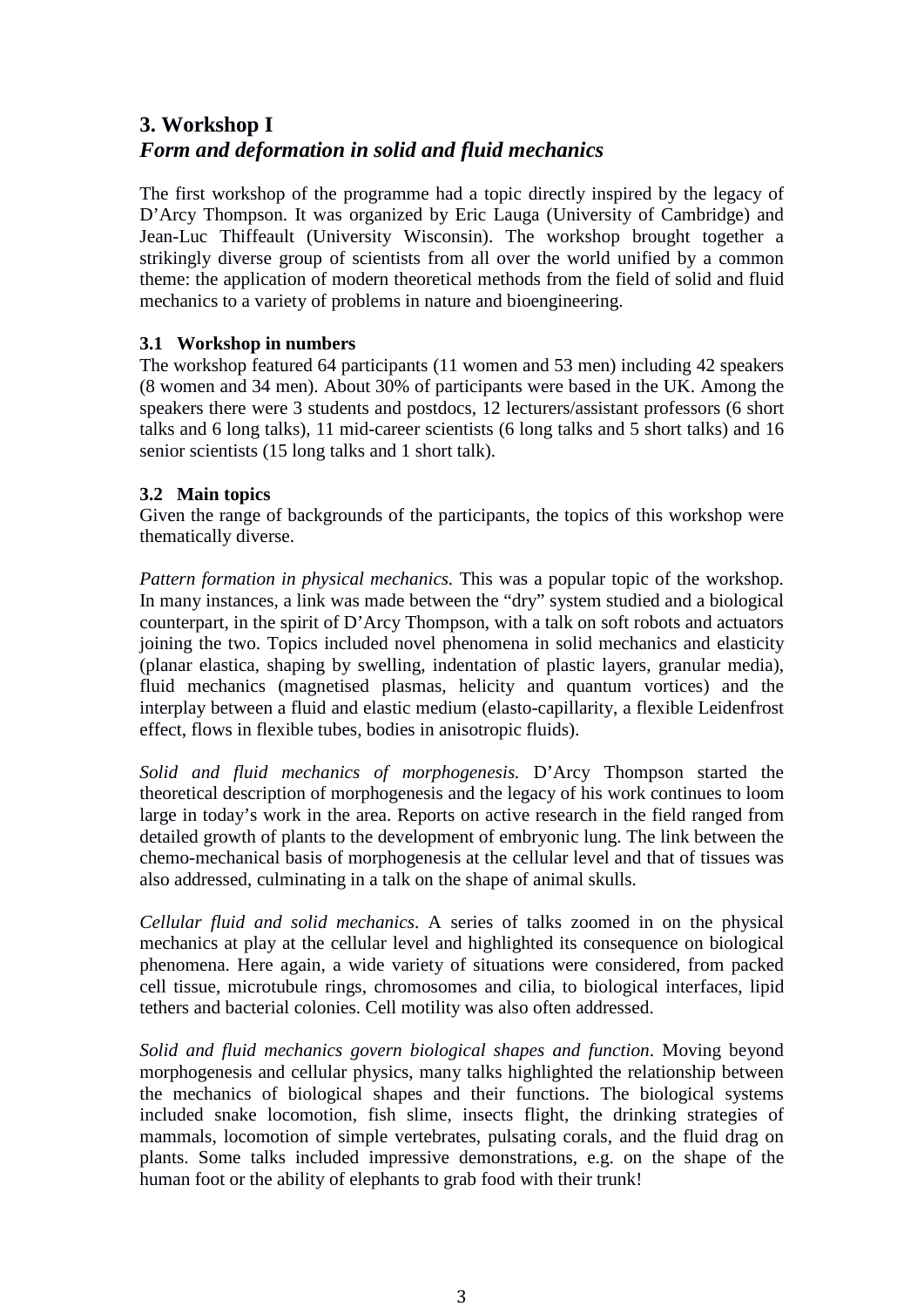## 3. Workshop I
## *Form and deformation in solid and fluid mechanics*

The first workshop of the programme had a topic directly inspired by the legacy of D'Arcy Thompson. It was organized by Eric Lauga (University of Cambridge) and Jean-Luc Thiffeault (University Wisconsin). The workshop brought together a strikingly diverse group of scientists from all over the world unified by a common theme: the application of modern theoretical methods from the field of solid and fluid mechanics to a variety of problems in nature and bioengineering.

### 3.1 Workshop in numbers

The workshop featured 64 participants (11 women and 53 men) including 42 speakers (8 women and 34 men). About 30% of participants were based in the UK. Among the speakers there were 3 students and postdocs, 12 lecturers/assistant professors (6 short talks and 6 long talks), 11 mid-career scientists (6 long talks and 5 short talks) and 16 senior scientists (15 long talks and 1 short talk).

### 3.2 Main topics

Given the range of backgrounds of the participants, the topics of this workshop were thematically diverse.

*Pattern formation in physical mechanics.* This was a popular topic of the workshop. In many instances, a link was made between the "dry" system studied and a biological counterpart, in the spirit of D'Arcy Thompson, with a talk on soft robots and actuators joining the two. Topics included novel phenomena in solid mechanics and elasticity (planar elastica, shaping by swelling, indentation of plastic layers, granular media), fluid mechanics (magnetised plasmas, helicity and quantum vortices) and the interplay between a fluid and elastic medium (elasto-capillarity, a flexible Leidenfrost effect, flows in flexible tubes, bodies in anisotropic fluids).

*Solid and fluid mechanics of morphogenesis.* D'Arcy Thompson started the theoretical description of morphogenesis and the legacy of his work continues to loom large in today's work in the area. Reports on active research in the field ranged from detailed growth of plants to the development of embryonic lung. The link between the chemo-mechanical basis of morphogenesis at the cellular level and that of tissues was also addressed, culminating in a talk on the shape of animal skulls.

*Cellular fluid and solid mechanics*. A series of talks zoomed in on the physical mechanics at play at the cellular level and highlighted its consequence on biological phenomena. Here again, a wide variety of situations were considered, from packed cell tissue, microtubule rings, chromosomes and cilia, to biological interfaces, lipid tethers and bacterial colonies. Cell motility was also often addressed.

*Solid and fluid mechanics govern biological shapes and function*. Moving beyond morphogenesis and cellular physics, many talks highlighted the relationship between the mechanics of biological shapes and their functions. The biological systems included snake locomotion, fish slime, insects flight, the drinking strategies of mammals, locomotion of simple vertebrates, pulsating corals, and the fluid drag on plants. Some talks included impressive demonstrations, e.g. on the shape of the human foot or the ability of elephants to grab food with their trunk!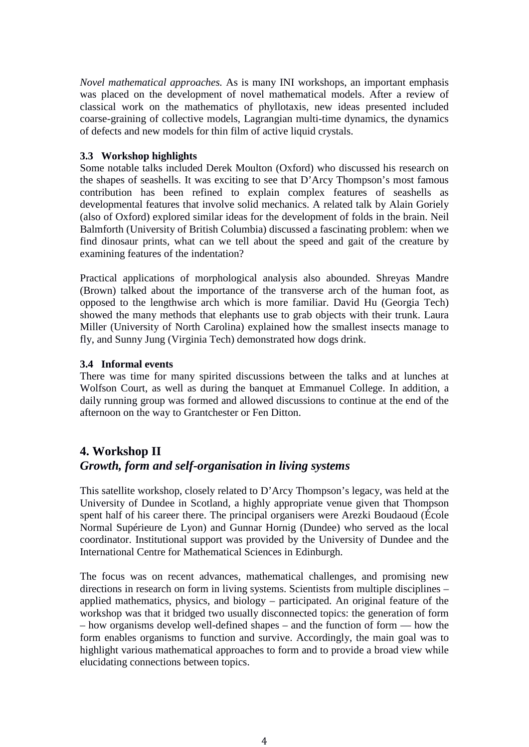*Novel mathematical approaches.* As is many INI workshops, an important emphasis was placed on the development of novel mathematical models. After a review of classical work on the mathematics of phyllotaxis, new ideas presented included coarse-graining of collective models, Lagrangian multi-time dynamics, the dynamics of defects and new models for thin film of active liquid crystals.

### 3.3 Workshop highlights

Some notable talks included Derek Moulton (Oxford) who discussed his research on the shapes of seashells. It was exciting to see that D'Arcy Thompson's most famous contribution has been refined to explain complex features of seashells as developmental features that involve solid mechanics. A related talk by Alain Goriely (also of Oxford) explored similar ideas for the development of folds in the brain. Neil Balmforth (University of British Columbia) discussed a fascinating problem: when we find dinosaur prints, what can we tell about the speed and gait of the creature by examining features of the indentation?

Practical applications of morphological analysis also abounded. Shreyas Mandre (Brown) talked about the importance of the transverse arch of the human foot, as opposed to the lengthwise arch which is more familiar. David Hu (Georgia Tech) showed the many methods that elephants use to grab objects with their trunk. Laura Miller (University of North Carolina) explained how the smallest insects manage to fly, and Sunny Jung (Virginia Tech) demonstrated how dogs drink.

### 3.4 Informal events

There was time for many spirited discussions between the talks and at lunches at Wolfson Court, as well as during the banquet at Emmanuel College. In addition, a daily running group was formed and allowed discussions to continue at the end of the afternoon on the way to Grantchester or Fen Ditton.

## 4. Workshop II
## *Growth, form and self-organisation in living systems*

This satellite workshop, closely related to D'Arcy Thompson's legacy, was held at the University of Dundee in Scotland, a highly appropriate venue given that Thompson spent half of his career there. The principal organisers were Arezki Boudaoud (École Normal Supérieure de Lyon) and Gunnar Hornig (Dundee) who served as the local coordinator. Institutional support was provided by the University of Dundee and the International Centre for Mathematical Sciences in Edinburgh.

The focus was on recent advances, mathematical challenges, and promising new directions in research on form in living systems. Scientists from multiple disciplines – applied mathematics, physics, and biology – participated. An original feature of the workshop was that it bridged two usually disconnected topics: the generation of form – how organisms develop well-defined shapes – and the function of form — how the form enables organisms to function and survive. Accordingly, the main goal was to highlight various mathematical approaches to form and to provide a broad view while elucidating connections between topics.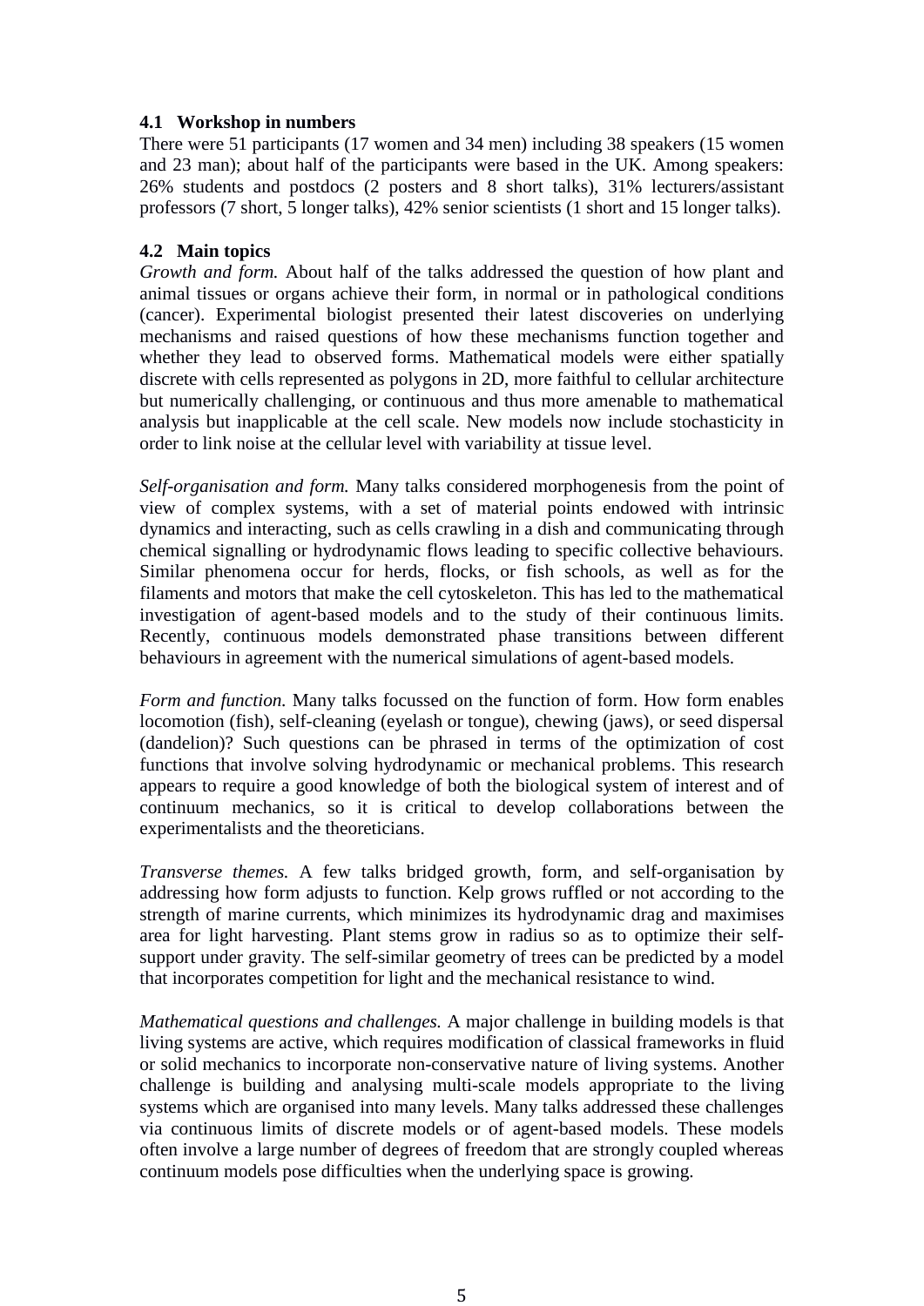### 4.1 Workshop in numbers

There were 51 participants (17 women and 34 men) including 38 speakers (15 women and 23 man); about half of the participants were based in the UK. Among speakers: 26% students and postdocs (2 posters and 8 short talks), 31% lecturers/assistant professors (7 short, 5 longer talks), 42% senior scientists (1 short and 15 longer talks).

### 4.2 Main topics

*Growth and form.* About half of the talks addressed the question of how plant and animal tissues or organs achieve their form, in normal or in pathological conditions (cancer). Experimental biologist presented their latest discoveries on underlying mechanisms and raised questions of how these mechanisms function together and whether they lead to observed forms. Mathematical models were either spatially discrete with cells represented as polygons in 2D, more faithful to cellular architecture but numerically challenging, or continuous and thus more amenable to mathematical analysis but inapplicable at the cell scale. New models now include stochasticity in order to link noise at the cellular level with variability at tissue level.

*Self-organisation and form.* Many talks considered morphogenesis from the point of view of complex systems, with a set of material points endowed with intrinsic dynamics and interacting, such as cells crawling in a dish and communicating through chemical signalling or hydrodynamic flows leading to specific collective behaviours. Similar phenomena occur for herds, flocks, or fish schools, as well as for the filaments and motors that make the cell cytoskeleton. This has led to the mathematical investigation of agent-based models and to the study of their continuous limits. Recently, continuous models demonstrated phase transitions between different behaviours in agreement with the numerical simulations of agent-based models.

*Form and function.* Many talks focussed on the function of form. How form enables locomotion (fish), self-cleaning (eyelash or tongue), chewing (jaws), or seed dispersal (dandelion)? Such questions can be phrased in terms of the optimization of cost functions that involve solving hydrodynamic or mechanical problems. This research appears to require a good knowledge of both the biological system of interest and of continuum mechanics, so it is critical to develop collaborations between the experimentalists and the theoreticians.

*Transverse themes.* A few talks bridged growth, form, and self-organisation by addressing how form adjusts to function. Kelp grows ruffled or not according to the strength of marine currents, which minimizes its hydrodynamic drag and maximises area for light harvesting. Plant stems grow in radius so as to optimize their self-support under gravity. The self-similar geometry of trees can be predicted by a model that incorporates competition for light and the mechanical resistance to wind.

*Mathematical questions and challenges.* A major challenge in building models is that living systems are active, which requires modification of classical frameworks in fluid or solid mechanics to incorporate non-conservative nature of living systems. Another challenge is building and analysing multi-scale models appropriate to the living systems which are organised into many levels. Many talks addressed these challenges via continuous limits of discrete models or of agent-based models. These models often involve a large number of degrees of freedom that are strongly coupled whereas continuum models pose difficulties when the underlying space is growing.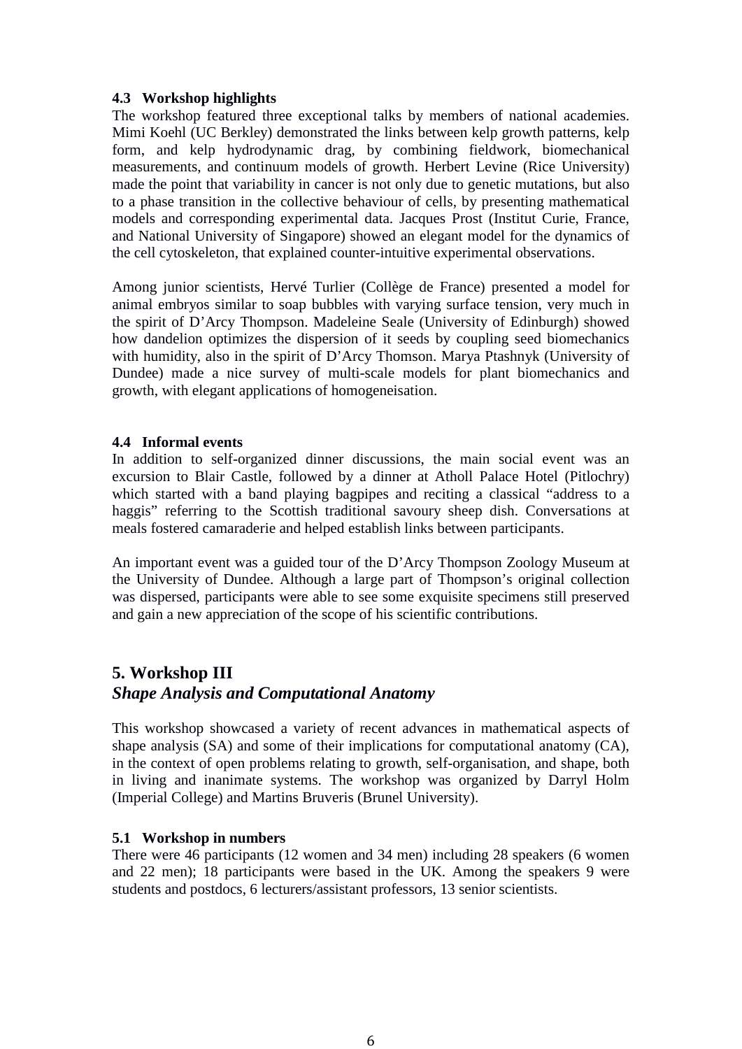### 4.3 Workshop highlights

The workshop featured three exceptional talks by members of national academies. Mimi Koehl (UC Berkley) demonstrated the links between kelp growth patterns, kelp form, and kelp hydrodynamic drag, by combining fieldwork, biomechanical measurements, and continuum models of growth. Herbert Levine (Rice University) made the point that variability in cancer is not only due to genetic mutations, but also to a phase transition in the collective behaviour of cells, by presenting mathematical models and corresponding experimental data. Jacques Prost (Institut Curie, France, and National University of Singapore) showed an elegant model for the dynamics of the cell cytoskeleton, that explained counter-intuitive experimental observations.

Among junior scientists, Hervé Turlier (Collège de France) presented a model for animal embryos similar to soap bubbles with varying surface tension, very much in the spirit of D'Arcy Thompson. Madeleine Seale (University of Edinburgh) showed how dandelion optimizes the dispersion of it seeds by coupling seed biomechanics with humidity, also in the spirit of D'Arcy Thomson. Marya Ptashnyk (University of Dundee) made a nice survey of multi-scale models for plant biomechanics and growth, with elegant applications of homogeneisation.

### 4.4 Informal events

In addition to self-organized dinner discussions, the main social event was an excursion to Blair Castle, followed by a dinner at Atholl Palace Hotel (Pitlochry) which started with a band playing bagpipes and reciting a classical "address to a haggis" referring to the Scottish traditional savoury sheep dish. Conversations at meals fostered camaraderie and helped establish links between participants.

An important event was a guided tour of the D'Arcy Thompson Zoology Museum at the University of Dundee. Although a large part of Thompson's original collection was dispersed, participants were able to see some exquisite specimens still preserved and gain a new appreciation of the scope of his scientific contributions.

## 5. Workshop III
## *Shape Analysis and Computational Anatomy*

This workshop showcased a variety of recent advances in mathematical aspects of shape analysis (SA) and some of their implications for computational anatomy (CA), in the context of open problems relating to growth, self-organisation, and shape, both in living and inanimate systems. The workshop was organized by Darryl Holm (Imperial College) and Martins Bruveris (Brunel University).

### 5.1 Workshop in numbers

There were 46 participants (12 women and 34 men) including 28 speakers (6 women and 22 men); 18 participants were based in the UK. Among the speakers 9 were students and postdocs, 6 lecturers/assistant professors, 13 senior scientists.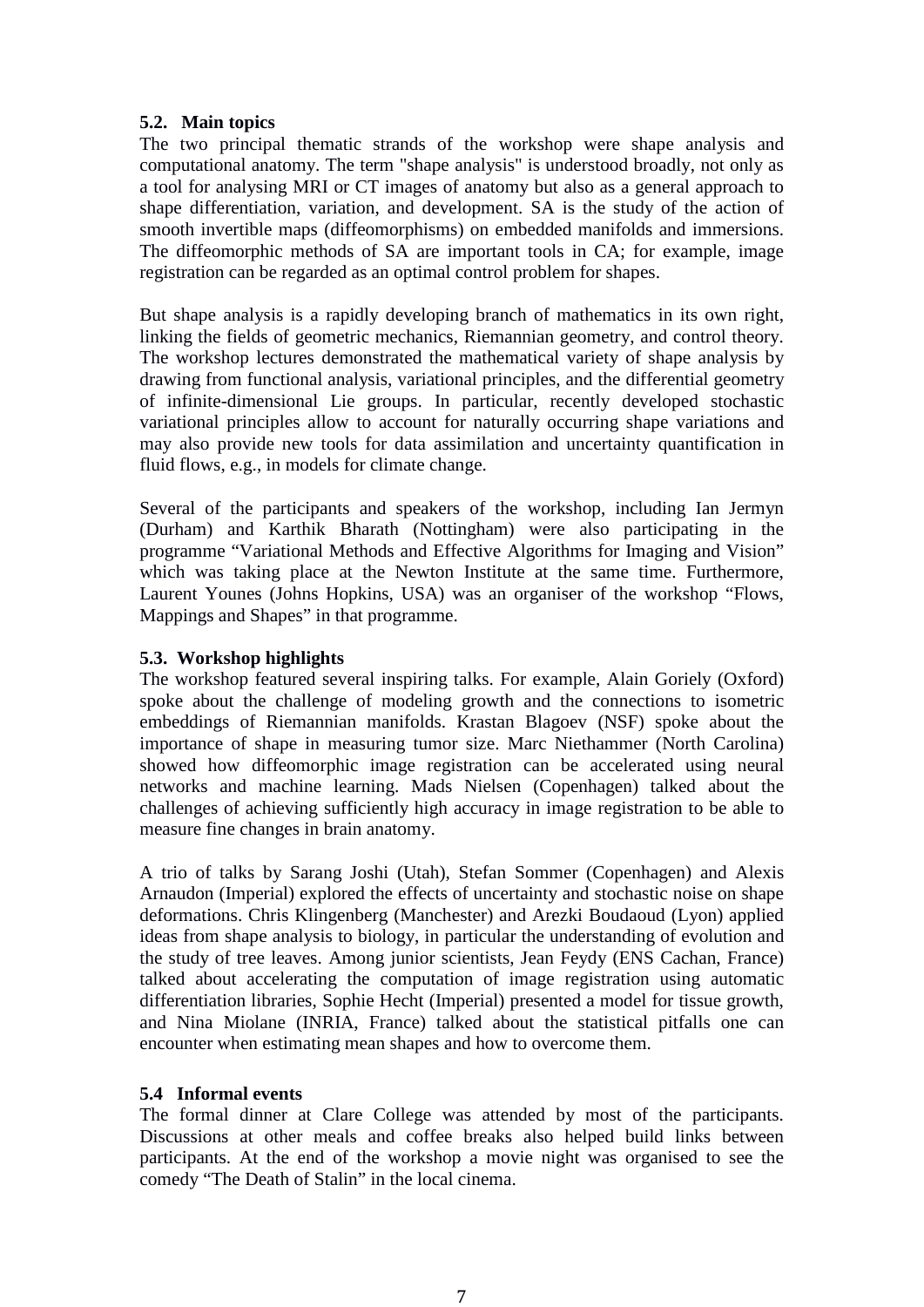**5.2. Main topics**

The two principal thematic strands of the workshop were shape analysis and computational anatomy. The term "shape analysis" is understood broadly, not only as a tool for analysing MRI or CT images of anatomy but also as a general approach to shape differentiation, variation, and development. SA is the study of the action of smooth invertible maps (diffeomorphisms) on embedded manifolds and immersions. The diffeomorphic methods of SA are important tools in CA; for example, image registration can be regarded as an optimal control problem for shapes.

But shape analysis is a rapidly developing branch of mathematics in its own right, linking the fields of geometric mechanics, Riemannian geometry, and control theory. The workshop lectures demonstrated the mathematical variety of shape analysis by drawing from functional analysis, variational principles, and the differential geometry of infinite-dimensional Lie groups. In particular, recently developed stochastic variational principles allow to account for naturally occurring shape variations and may also provide new tools for data assimilation and uncertainty quantification in fluid flows, e.g., in models for climate change.

Several of the participants and speakers of the workshop, including Ian Jermyn (Durham) and Karthik Bharath (Nottingham) were also participating in the programme "Variational Methods and Effective Algorithms for Imaging and Vision" which was taking place at the Newton Institute at the same time. Furthermore, Laurent Younes (Johns Hopkins, USA) was an organiser of the workshop "Flows, Mappings and Shapes" in that programme.

**5.3. Workshop highlights**

The workshop featured several inspiring talks. For example, Alain Goriely (Oxford) spoke about the challenge of modeling growth and the connections to isometric embeddings of Riemannian manifolds. Krastan Blagoev (NSF) spoke about the importance of shape in measuring tumor size. Marc Niethammer (North Carolina) showed how diffeomorphic image registration can be accelerated using neural networks and machine learning. Mads Nielsen (Copenhagen) talked about the challenges of achieving sufficiently high accuracy in image registration to be able to measure fine changes in brain anatomy.

A trio of talks by Sarang Joshi (Utah), Stefan Sommer (Copenhagen) and Alexis Arnaudon (Imperial) explored the effects of uncertainty and stochastic noise on shape deformations. Chris Klingenberg (Manchester) and Arezki Boudaoud (Lyon) applied ideas from shape analysis to biology, in particular the understanding of evolution and the study of tree leaves. Among junior scientists, Jean Feydy (ENS Cachan, France) talked about accelerating the computation of image registration using automatic differentiation libraries, Sophie Hecht (Imperial) presented a model for tissue growth, and Nina Miolane (INRIA, France) talked about the statistical pitfalls one can encounter when estimating mean shapes and how to overcome them.

**5.4 Informal events**

The formal dinner at Clare College was attended by most of the participants. Discussions at other meals and coffee breaks also helped build links between participants. At the end of the workshop a movie night was organised to see the comedy "The Death of Stalin" in the local cinema.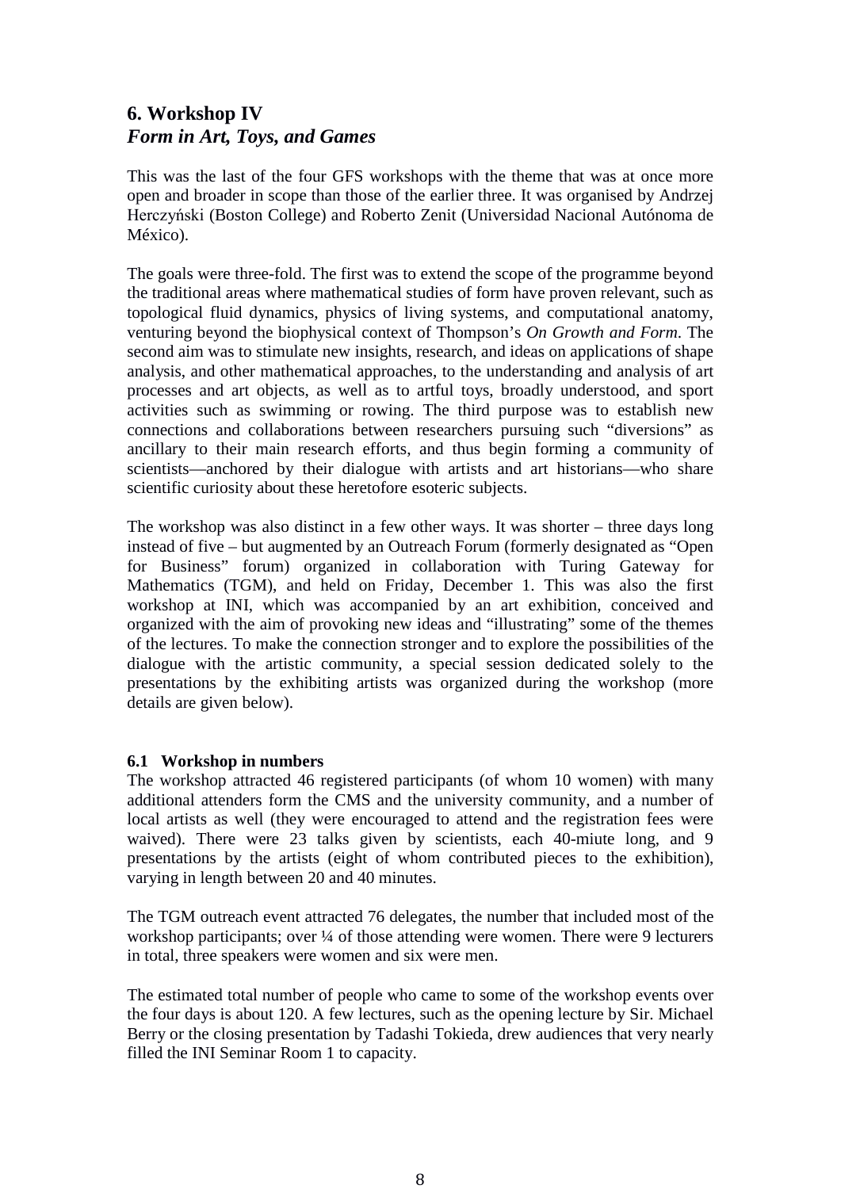## 6. Workshop IV
### *Form in Art, Toys, and Games*

This was the last of the four GFS workshops with the theme that was at once more open and broader in scope than those of the earlier three. It was organised by Andrzej Herczyński (Boston College) and Roberto Zenit (Universidad Nacional Autónoma de México).

The goals were three-fold. The first was to extend the scope of the programme beyond the traditional areas where mathematical studies of form have proven relevant, such as topological fluid dynamics, physics of living systems, and computational anatomy, venturing beyond the biophysical context of Thompson's *On Growth and Form*. The second aim was to stimulate new insights, research, and ideas on applications of shape analysis, and other mathematical approaches, to the understanding and analysis of art processes and art objects, as well as to artful toys, broadly understood, and sport activities such as swimming or rowing. The third purpose was to establish new connections and collaborations between researchers pursuing such "diversions" as ancillary to their main research efforts, and thus begin forming a community of scientists—anchored by their dialogue with artists and art historians—who share scientific curiosity about these heretofore esoteric subjects.

The workshop was also distinct in a few other ways. It was shorter – three days long instead of five – but augmented by an Outreach Forum (formerly designated as "Open for Business" forum) organized in collaboration with Turing Gateway for Mathematics (TGM), and held on Friday, December 1. This was also the first workshop at INI, which was accompanied by an art exhibition, conceived and organized with the aim of provoking new ideas and "illustrating" some of the themes of the lectures. To make the connection stronger and to explore the possibilities of the dialogue with the artistic community, a special session dedicated solely to the presentations by the exhibiting artists was organized during the workshop (more details are given below).

#### 6.1 Workshop in numbers

The workshop attracted 46 registered participants (of whom 10 women) with many additional attenders form the CMS and the university community, and a number of local artists as well (they were encouraged to attend and the registration fees were waived). There were 23 talks given by scientists, each 40-miute long, and 9 presentations by the artists (eight of whom contributed pieces to the exhibition), varying in length between 20 and 40 minutes.

The TGM outreach event attracted 76 delegates, the number that included most of the workshop participants; over ¼ of those attending were women. There were 9 lecturers in total, three speakers were women and six were men.

The estimated total number of people who came to some of the workshop events over the four days is about 120. A few lectures, such as the opening lecture by Sir. Michael Berry or the closing presentation by Tadashi Tokieda, drew audiences that very nearly filled the INI Seminar Room 1 to capacity.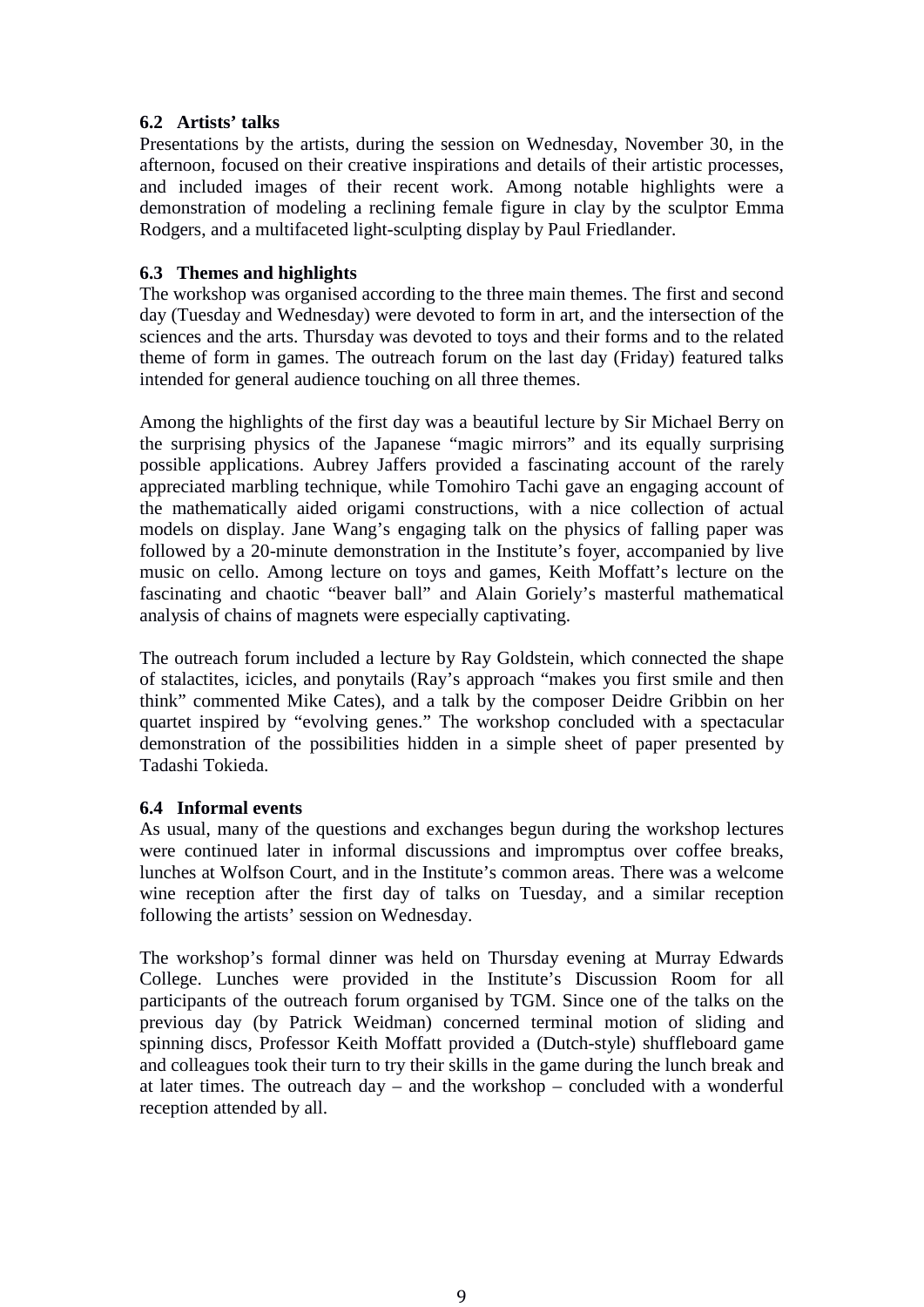### 6.2 Artists' talks

Presentations by the artists, during the session on Wednesday, November 30, in the afternoon, focused on their creative inspirations and details of their artistic processes, and included images of their recent work. Among notable highlights were a demonstration of modeling a reclining female figure in clay by the sculptor Emma Rodgers, and a multifaceted light-sculpting display by Paul Friedlander.

### 6.3 Themes and highlights

The workshop was organised according to the three main themes. The first and second day (Tuesday and Wednesday) were devoted to form in art, and the intersection of the sciences and the arts. Thursday was devoted to toys and their forms and to the related theme of form in games. The outreach forum on the last day (Friday) featured talks intended for general audience touching on all three themes.

Among the highlights of the first day was a beautiful lecture by Sir Michael Berry on the surprising physics of the Japanese "magic mirrors" and its equally surprising possible applications. Aubrey Jaffers provided a fascinating account of the rarely appreciated marbling technique, while Tomohiro Tachi gave an engaging account of the mathematically aided origami constructions, with a nice collection of actual models on display. Jane Wang's engaging talk on the physics of falling paper was followed by a 20-minute demonstration in the Institute's foyer, accompanied by live music on cello. Among lecture on toys and games, Keith Moffatt's lecture on the fascinating and chaotic "beaver ball" and Alain Goriely's masterful mathematical analysis of chains of magnets were especially captivating.

The outreach forum included a lecture by Ray Goldstein, which connected the shape of stalactites, icicles, and ponytails (Ray's approach "makes you first smile and then think" commented Mike Cates), and a talk by the composer Deidre Gribbin on her quartet inspired by "evolving genes." The workshop concluded with a spectacular demonstration of the possibilities hidden in a simple sheet of paper presented by Tadashi Tokieda.

### 6.4 Informal events

As usual, many of the questions and exchanges begun during the workshop lectures were continued later in informal discussions and impromptus over coffee breaks, lunches at Wolfson Court, and in the Institute's common areas. There was a welcome wine reception after the first day of talks on Tuesday, and a similar reception following the artists' session on Wednesday.

The workshop's formal dinner was held on Thursday evening at Murray Edwards College. Lunches were provided in the Institute's Discussion Room for all participants of the outreach forum organised by TGM. Since one of the talks on the previous day (by Patrick Weidman) concerned terminal motion of sliding and spinning discs, Professor Keith Moffatt provided a (Dutch-style) shuffleboard game and colleagues took their turn to try their skills in the game during the lunch break and at later times. The outreach day – and the workshop – concluded with a wonderful reception attended by all.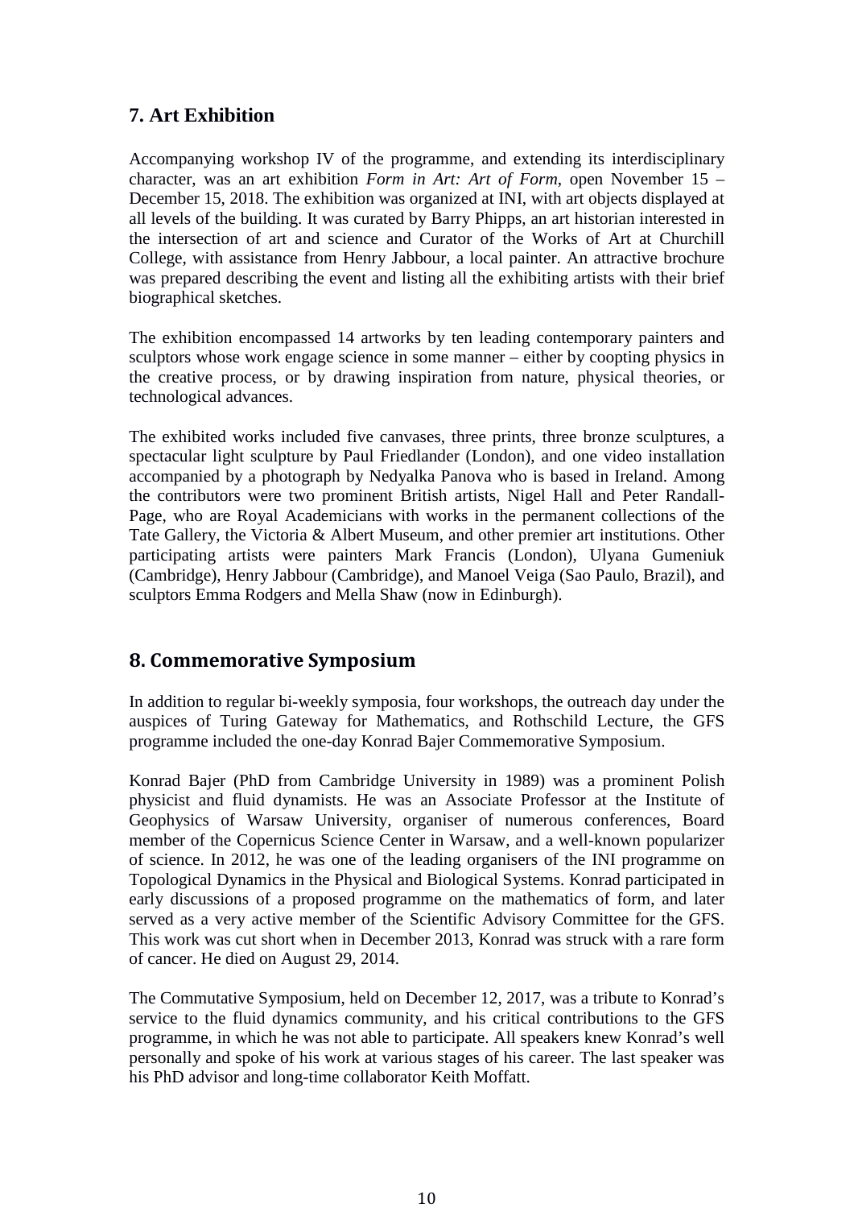## 7. Art Exhibition

Accompanying workshop IV of the programme, and extending its interdisciplinary character, was an art exhibition *Form in Art: Art of Form*, open November 15 – December 15, 2018. The exhibition was organized at INI, with art objects displayed at all levels of the building. It was curated by Barry Phipps, an art historian interested in the intersection of art and science and Curator of the Works of Art at Churchill College, with assistance from Henry Jabbour, a local painter. An attractive brochure was prepared describing the event and listing all the exhibiting artists with their brief biographical sketches.

The exhibition encompassed 14 artworks by ten leading contemporary painters and sculptors whose work engage science in some manner – either by coopting physics in the creative process, or by drawing inspiration from nature, physical theories, or technological advances.

The exhibited works included five canvases, three prints, three bronze sculptures, a spectacular light sculpture by Paul Friedlander (London), and one video installation accompanied by a photograph by Nedyalka Panova who is based in Ireland. Among the contributors were two prominent British artists, Nigel Hall and Peter Randall-Page, who are Royal Academicians with works in the permanent collections of the Tate Gallery, the Victoria & Albert Museum, and other premier art institutions. Other participating artists were painters Mark Francis (London), Ulyana Gumeniuk (Cambridge), Henry Jabbour (Cambridge), and Manoel Veiga (Sao Paulo, Brazil), and sculptors Emma Rodgers and Mella Shaw (now in Edinburgh).

## 8. Commemorative Symposium

In addition to regular bi-weekly symposia, four workshops, the outreach day under the auspices of Turing Gateway for Mathematics, and Rothschild Lecture, the GFS programme included the one-day Konrad Bajer Commemorative Symposium.

Konrad Bajer (PhD from Cambridge University in 1989) was a prominent Polish physicist and fluid dynamists. He was an Associate Professor at the Institute of Geophysics of Warsaw University, organiser of numerous conferences, Board member of the Copernicus Science Center in Warsaw, and a well-known popularizer of science. In 2012, he was one of the leading organisers of the INI programme on Topological Dynamics in the Physical and Biological Systems. Konrad participated in early discussions of a proposed programme on the mathematics of form, and later served as a very active member of the Scientific Advisory Committee for the GFS. This work was cut short when in December 2013, Konrad was struck with a rare form of cancer. He died on August 29, 2014.

The Commutative Symposium, held on December 12, 2017, was a tribute to Konrad's service to the fluid dynamics community, and his critical contributions to the GFS programme, in which he was not able to participate. All speakers knew Konrad's well personally and spoke of his work at various stages of his career. The last speaker was his PhD advisor and long-time collaborator Keith Moffatt.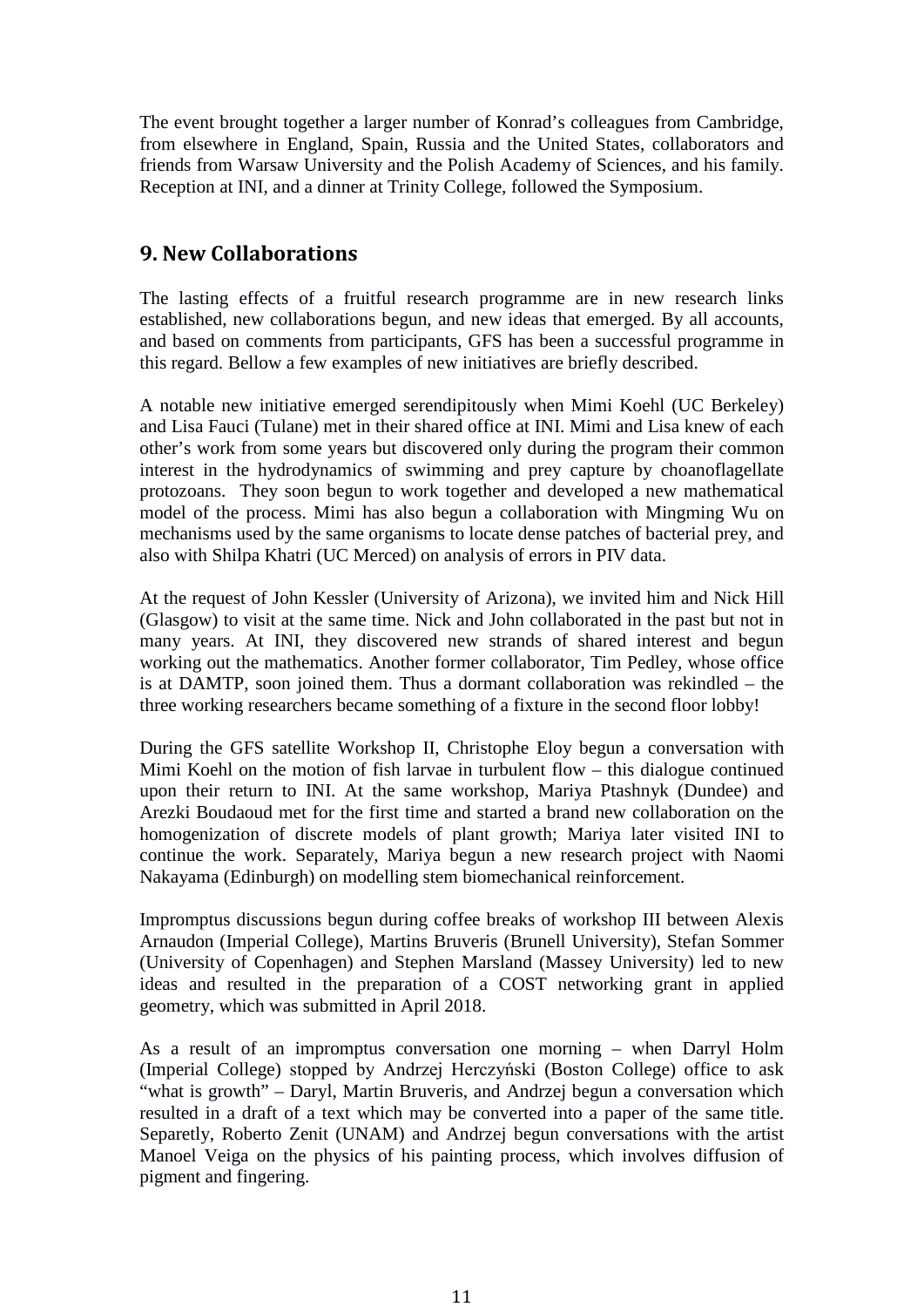The event brought together a larger number of Konrad's colleagues from Cambridge, from elsewhere in England, Spain, Russia and the United States, collaborators and friends from Warsaw University and the Polish Academy of Sciences, and his family. Reception at INI, and a dinner at Trinity College, followed the Symposium.

## 9. New Collaborations

The lasting effects of a fruitful research programme are in new research links established, new collaborations begun, and new ideas that emerged. By all accounts, and based on comments from participants, GFS has been a successful programme in this regard. Bellow a few examples of new initiatives are briefly described.

A notable new initiative emerged serendipitously when Mimi Koehl (UC Berkeley) and Lisa Fauci (Tulane) met in their shared office at INI. Mimi and Lisa knew of each other's work from some years but discovered only during the program their common interest in the hydrodynamics of swimming and prey capture by choanoflagellate protozoans. They soon begun to work together and developed a new mathematical model of the process. Mimi has also begun a collaboration with Mingming Wu on mechanisms used by the same organisms to locate dense patches of bacterial prey, and also with Shilpa Khatri (UC Merced) on analysis of errors in PIV data.

At the request of John Kessler (University of Arizona), we invited him and Nick Hill (Glasgow) to visit at the same time. Nick and John collaborated in the past but not in many years. At INI, they discovered new strands of shared interest and begun working out the mathematics. Another former collaborator, Tim Pedley, whose office is at DAMTP, soon joined them. Thus a dormant collaboration was rekindled – the three working researchers became something of a fixture in the second floor lobby!

During the GFS satellite Workshop II, Christophe Eloy begun a conversation with Mimi Koehl on the motion of fish larvae in turbulent flow – this dialogue continued upon their return to INI. At the same workshop, Mariya Ptashnyk (Dundee) and Arezki Boudaoud met for the first time and started a brand new collaboration on the homogenization of discrete models of plant growth; Mariya later visited INI to continue the work. Separately, Mariya begun a new research project with Naomi Nakayama (Edinburgh) on modelling stem biomechanical reinforcement.

Impromptus discussions begun during coffee breaks of workshop III between Alexis Arnaudon (Imperial College), Martins Bruveris (Brunell University), Stefan Sommer (University of Copenhagen) and Stephen Marsland (Massey University) led to new ideas and resulted in the preparation of a COST networking grant in applied geometry, which was submitted in April 2018.

As a result of an impromptus conversation one morning – when Darryl Holm (Imperial College) stopped by Andrzej Herczyński (Boston College) office to ask "what is growth" – Daryl, Martin Bruveris, and Andrzej begun a conversation which resulted in a draft of a text which may be converted into a paper of the same title. Separetly, Roberto Zenit (UNAM) and Andrzej begun conversations with the artist Manoel Veiga on the physics of his painting process, which involves diffusion of pigment and fingering.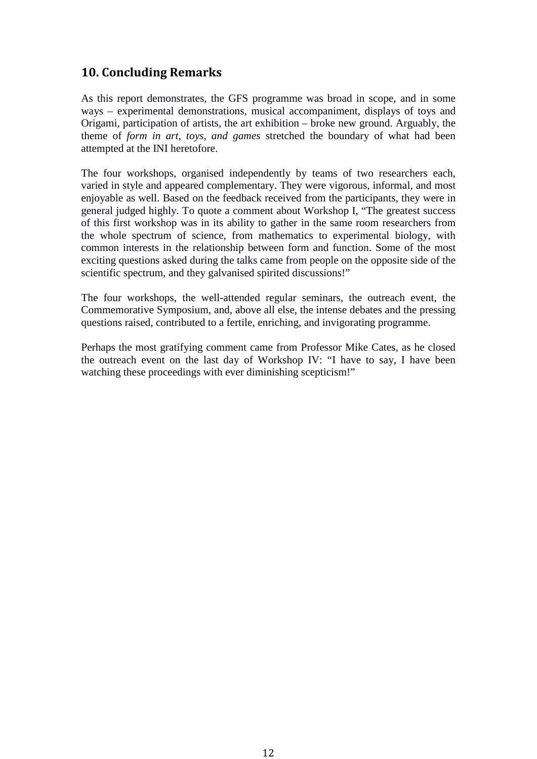## 10. Concluding Remarks

As this report demonstrates, the GFS programme was broad in scope, and in some ways – experimental demonstrations, musical accompaniment, displays of toys and Origami, participation of artists, the art exhibition – broke new ground. Arguably, the theme of *form in art, toys, and games* stretched the boundary of what had been attempted at the INI heretofore.

The four workshops, organised independently by teams of two researchers each, varied in style and appeared complementary. They were vigorous, informal, and most enjoyable as well. Based on the feedback received from the participants, they were in general judged highly. To quote a comment about Workshop I, "The greatest success of this first workshop was in its ability to gather in the same room researchers from the whole spectrum of science, from mathematics to experimental biology, with common interests in the relationship between form and function. Some of the most exciting questions asked during the talks came from people on the opposite side of the scientific spectrum, and they galvanised spirited discussions!"

The four workshops, the well-attended regular seminars, the outreach event, the Commemorative Symposium, and, above all else, the intense debates and the pressing questions raised, contributed to a fertile, enriching, and invigorating programme.

Perhaps the most gratifying comment came from Professor Mike Cates, as he closed the outreach event on the last day of Workshop IV: "I have to say, I have been watching these proceedings with ever diminishing scepticism!"